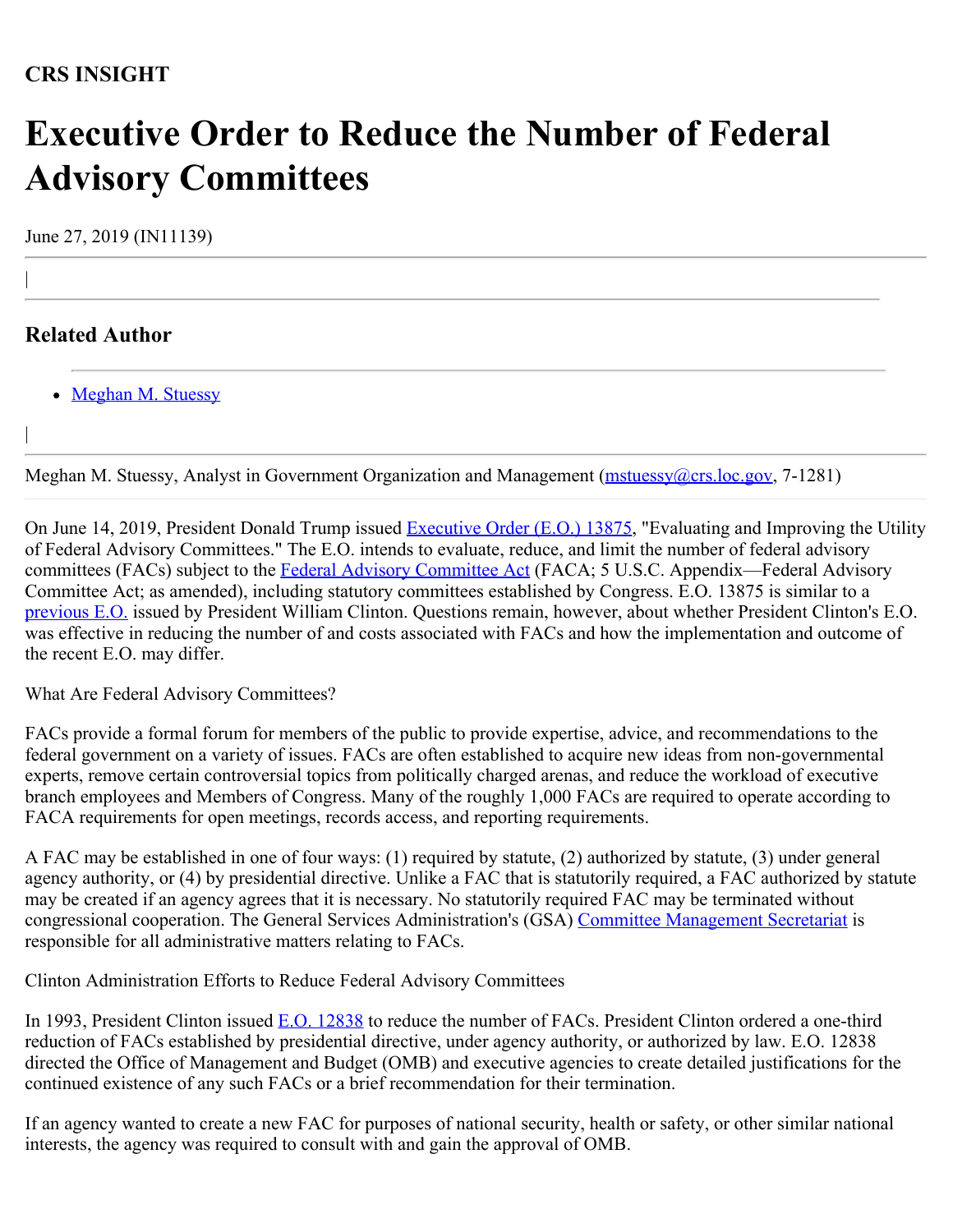**CRS INSIGHT**

# Executive Order to Reduce the Number of Federal Advisory Committees

June 27, 2019 (IN11139)

## Related Author

- Meghan M. Stuessy

Meghan M. Stuessy, Analyst in Government Organization and Management (mstuessy@crs.loc.gov, 7-1281)

On June 14, 2019, President Donald Trump issued Executive Order (E.O.) 13875, "Evaluating and Improving the Utility of Federal Advisory Committees." The E.O. intends to evaluate, reduce, and limit the number of federal advisory committees (FACs) subject to the Federal Advisory Committee Act (FACA; 5 U.S.C. Appendix—Federal Advisory Committee Act; as amended), including statutory committees established by Congress. E.O. 13875 is similar to a previous E.O. issued by President William Clinton. Questions remain, however, about whether President Clinton's E.O. was effective in reducing the number of and costs associated with FACs and how the implementation and outcome of the recent E.O. may differ.

What Are Federal Advisory Committees?

FACs provide a formal forum for members of the public to provide expertise, advice, and recommendations to the federal government on a variety of issues. FACs are often established to acquire new ideas from non-governmental experts, remove certain controversial topics from politically charged arenas, and reduce the workload of executive branch employees and Members of Congress. Many of the roughly 1,000 FACs are required to operate according to FACA requirements for open meetings, records access, and reporting requirements.

A FAC may be established in one of four ways: (1) required by statute, (2) authorized by statute, (3) under general agency authority, or (4) by presidential directive. Unlike a FAC that is statutorily required, a FAC authorized by statute may be created if an agency agrees that it is necessary. No statutorily required FAC may be terminated without congressional cooperation. The General Services Administration's (GSA) Committee Management Secretariat is responsible for all administrative matters relating to FACs.

Clinton Administration Efforts to Reduce Federal Advisory Committees

In 1993, President Clinton issued E.O. 12838 to reduce the number of FACs. President Clinton ordered a one-third reduction of FACs established by presidential directive, under agency authority, or authorized by law. E.O. 12838 directed the Office of Management and Budget (OMB) and executive agencies to create detailed justifications for the continued existence of any such FACs or a brief recommendation for their termination.

If an agency wanted to create a new FAC for purposes of national security, health or safety, or other similar national interests, the agency was required to consult with and gain the approval of OMB.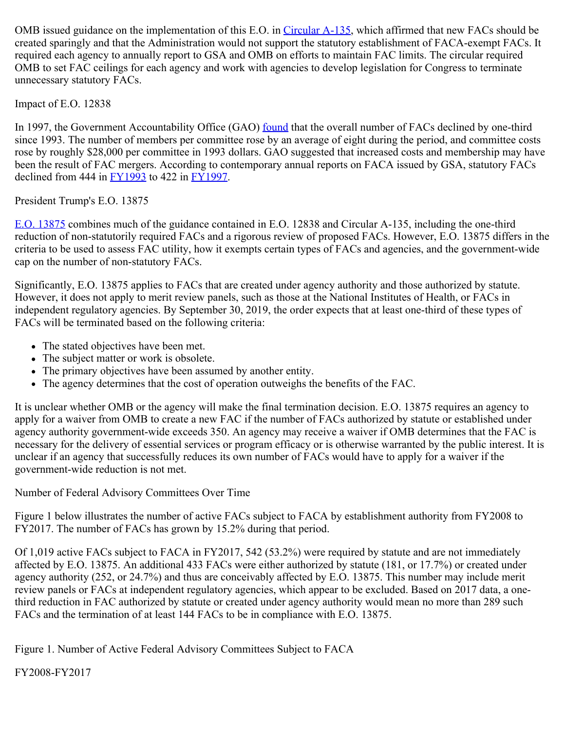OMB issued guidance on the implementation of this E.O. in [Circular A-135](), which affirmed that new FACs should be created sparingly and that the Administration would not support the statutory establishment of FACA-exempt FACs. It required each agency to annually report to GSA and OMB on efforts to maintain FAC limits. The circular required OMB to set FAC ceilings for each agency and work with agencies to develop legislation for Congress to terminate unnecessary statutory FACs.

## Impact of E.O. 12838

In 1997, the Government Accountability Office (GAO) [found]() that the overall number of FACs declined by one-third since 1993. The number of members per committee rose by an average of eight during the period, and committee costs rose by roughly $28,000 per committee in 1993 dollars. GAO suggested that increased costs and membership may have been the result of FAC mergers. According to contemporary annual reports on FACA issued by GSA, statutory FACs declined from 444 in [FY1993]() to 422 in [FY1997]().

## President Trump's E.O. 13875

[E.O. 13875]() combines much of the guidance contained in E.O. 12838 and Circular A-135, including the one-third reduction of non-statutorily required FACs and a rigorous review of proposed FACs. However, E.O. 13875 differs in the criteria to be used to assess FAC utility, how it exempts certain types of FACs and agencies, and the government-wide cap on the number of non-statutory FACs.

Significantly, E.O. 13875 applies to FACs that are created under agency authority and those authorized by statute. However, it does not apply to merit review panels, such as those at the National Institutes of Health, or FACs in independent regulatory agencies. By September 30, 2019, the order expects that at least one-third of these types of FACs will be terminated based on the following criteria:

- The stated objectives have been met.
- The subject matter or work is obsolete.
- The primary objectives have been assumed by another entity.
- The agency determines that the cost of operation outweighs the benefits of the FAC.

It is unclear whether OMB or the agency will make the final termination decision. E.O. 13875 requires an agency to apply for a waiver from OMB to create a new FAC if the number of FACs authorized by statute or established under agency authority government-wide exceeds 350. An agency may receive a waiver if OMB determines that the FAC is necessary for the delivery of essential services or program efficacy or is otherwise warranted by the public interest. It is unclear if an agency that successfully reduces its own number of FACs would have to apply for a waiver if the government-wide reduction is not met.

## Number of Federal Advisory Committees Over Time

Figure 1 below illustrates the number of active FACs subject to FACA by establishment authority from FY2008 to FY2017. The number of FACs has grown by 15.2% during that period.

Of 1,019 active FACs subject to FACA in FY2017, 542 (53.2%) were required by statute and are not immediately affected by E.O. 13875. An additional 433 FACs were either authorized by statute (181, or 17.7%) or created under agency authority (252, or 24.7%) and thus are conceivably affected by E.O. 13875. This number may include merit review panels or FACs at independent regulatory agencies, which appear to be excluded. Based on 2017 data, a one-third reduction in FAC authorized by statute or created under agency authority would mean no more than 289 such FACs and the termination of at least 144 FACs to be in compliance with E.O. 13875.

Figure 1. Number of Active Federal Advisory Committees Subject to FACA

FY2008-FY2017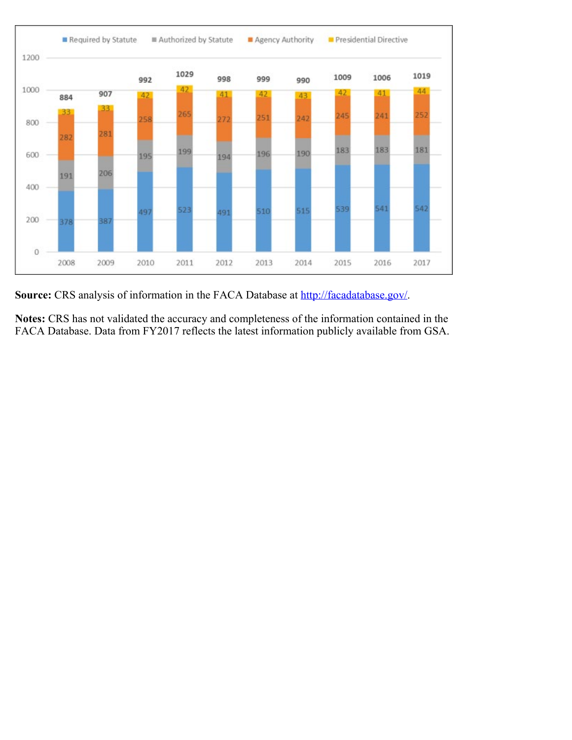Required by Statute   Authorized by Statute   Agency Authority   Presidential Directive

1200
1000
800
600
400
200
0

2008: 884 — 33, 282, 191, 378
2009: 907 — 33, 281, 206, 387
2010: 992 — 42, 258, 195, 497
2011: 1029 — 42, 265, 199, 523
2012: 998 — 41, 272, 194, 491
2013: 999 — 42, 251, 196, 510
2014: 990 — 43, 242, 190, 515
2015: 1009 — 42, 245, 183, 539
2016: 1006 — 41, 241, 183, 541
2017: 1019 — 44, 252, 181, 542

**Source:** CRS analysis of information in the FACA Database at http://facadatabase.gov/.

**Notes:** CRS has not validated the accuracy and completeness of the information contained in the FACA Database. Data from FY2017 reflects the latest information publicly available from GSA.